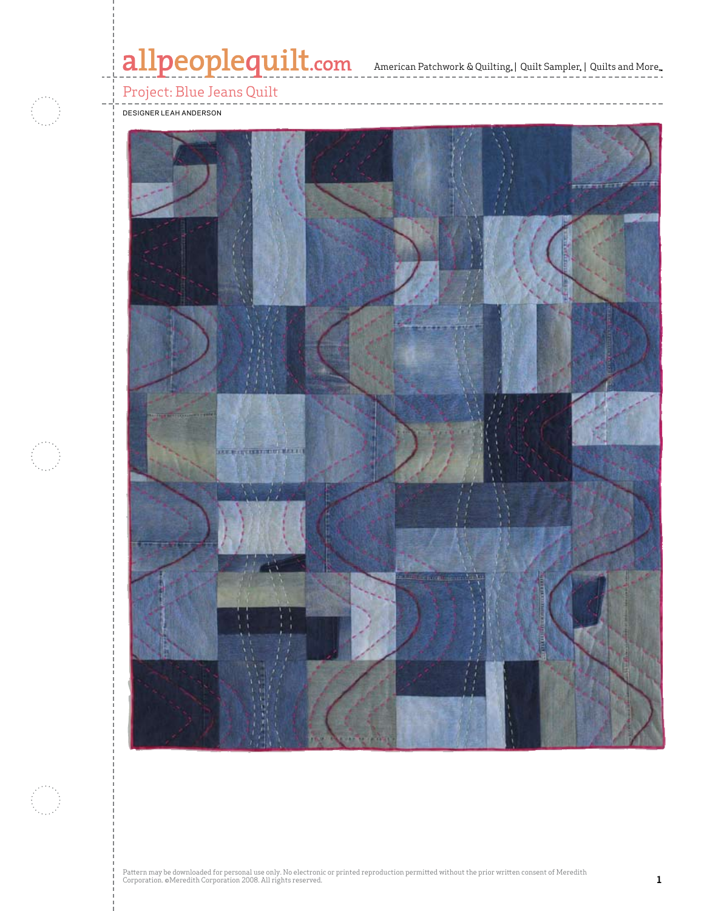# Project: Blue Jeans Quilt

DESIGNER LEAH ANDERSON

Pattern may be downloaded for personal use only. No electronic or printed reproduction permitted without the prior written consent of Meredith Corporation. ©Meredith Corporation 2008. All rights reserved.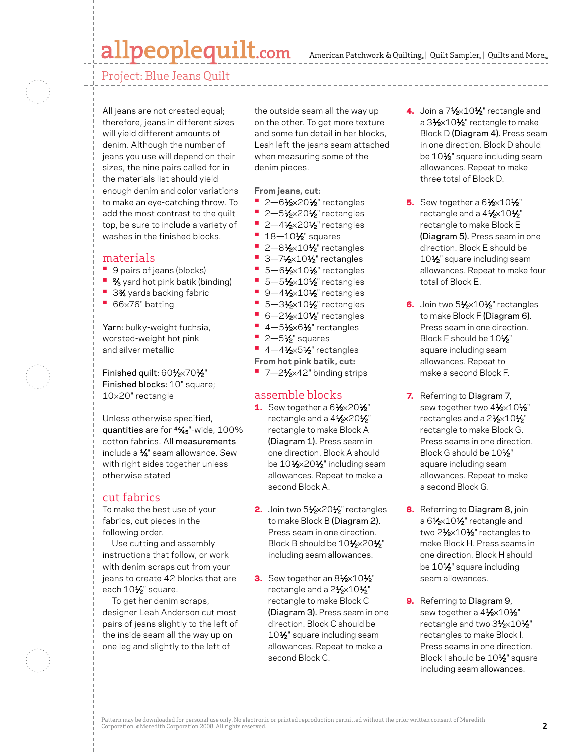## Project: Blue Jeans Quilt

All jeans are not created equal; therefore, jeans in different sizes will yield different amounts of denim. Although the number of jeans you use will depend on their sizes, the nine pairs called for in the materials list should yield enough denim and color variations to make an eye-catching throw. To add the most contrast to the quilt top, be sure to include a variety of washes in the finished blocks.

## materials

- 9 pairs of jeans (blocks)
- ⅔ yard hot pink batik (binding)
- 3¾ yards backing fabric
- 66×76" batting

**Yarn:** bulky-weight fuchsia, worsted-weight hot pink and silver metallic

**Finished quilt:** 60½×70½"
**Finished blocks:** 10" square; 10×20" rectangle

Unless otherwise specified, **quantities** are for 44⁄45"-wide, 100% cotton fabrics. All **measurements** include a ¼" seam allowance. Sew with right sides together unless otherwise stated

## cut fabrics

To make the best use of your fabrics, cut pieces in the following order.

Use cutting and assembly instructions that follow, or work with denim scraps cut from your jeans to create 42 blocks that are each 10½" square.

To get her denim scraps, designer Leah Anderson cut most pairs of jeans slightly to the left of the inside seam all the way up on one leg and slightly to the left of the outside seam all the way up on the other. To get more texture and some fun detail in her blocks, Leah left the jeans seam attached when measuring some of the denim pieces.

**From jeans, cut:**

- 2—6½×20½" rectangles
- 2—5½×20½" rectangles
- 2—4½×20½" rectangles
- 18—10½" squares
- 2—8½×10½" rectangles
- 3—7½×10½" rectangles
- 5—6½×10½" rectangles
- 5—5½×10½" rectangles
- 9—4½×10½" rectangles
- 5—3½×10½" rectangles
- 6—2½×10½" rectangles
- 4—5½×6½" rectangles
- 2—5½" squares
- 4—4½×5½" rectangles

**From hot pink batik, cut:**

- 7—2½×42" binding strips

## assemble blocks

1. Sew together a 6½×20½" rectangle and a 4½×20½" rectangle to make Block A **(Diagram 1).** Press seam in one direction. Block A should be 10½×20½" including seam allowances. Repeat to make a second Block A.

2. Join two 5½×20½" rectangles to make Block B **(Diagram 2).** Press seam in one direction. Block B should be 10½×20½" including seam allowances.

3. Sew together an 8½×10½" rectangle and a 2½×10½" rectangle to make Block C **(Diagram 3).** Press seam in one direction. Block C should be 10½" square including seam allowances. Repeat to make a second Block C.

4. Join a 7½×10½" rectangle and a 3½×10½" rectangle to make Block D **(Diagram 4).** Press seam in one direction. Block D should be 10½" square including seam allowances. Repeat to make three total of Block D.

5. Sew together a 6½×10½" rectangle and a 4½×10½" rectangle to make Block E **(Diagram 5).** Press seam in one direction. Block E should be 10½" square including seam allowances. Repeat to make four total of Block E.

6. Join two 5½×10½" rectangles to make Block F **(Diagram 6).** Press seam in one direction. Block F should be 10½" square including seam allowances. Repeat to make a second Block F.

7. Referring to **Diagram 7,** sew together two 4½×10½" rectangles and a 2½×10½" rectangle to make Block G. Press seams in one direction. Block G should be 10½" square including seam allowances. Repeat to make a second Block G.

8. Referring to **Diagram 8,** join a 6½×10½" rectangle and two 2½×10½" rectangles to make Block H. Press seams in one direction. Block H should be 10½" square including seam allowances.

9. Referring to **Diagram 9,** sew together a 4½×10½" rectangle and two 3½×10½" rectangles to make Block I. Press seams in one direction. Block I should be 10½" square including seam allowances.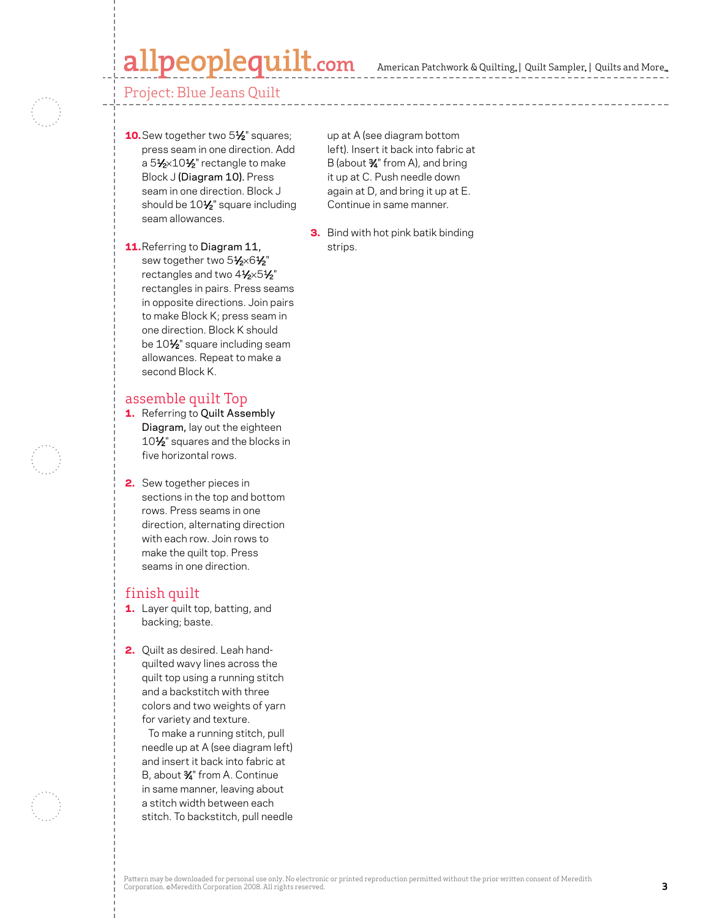Project: Blue Jeans Quilt

10. Sew together two 5½" squares; press seam in one direction. Add a 5½×10½" rectangle to make Block J **(Diagram 10)**. Press seam in one direction. Block J should be 10½" square including seam allowances.

11. Referring to **Diagram 11**, sew together two 5½×6½" rectangles and two 4½×5½" rectangles in pairs. Press seams in opposite directions. Join pairs to make Block K; press seam in one direction. Block K should be 10½" square including seam allowances. Repeat to make a second Block K.

## assemble quilt Top

1. Referring to **Quilt Assembly Diagram**, lay out the eighteen 10½" squares and the blocks in five horizontal rows.

2. Sew together pieces in sections in the top and bottom rows. Press seams in one direction, alternating direction with each row. Join rows to make the quilt top. Press seams in one direction.

## finish quilt

1. Layer quilt top, batting, and backing; baste.

2. Quilt as desired. Leah hand-quilted wavy lines across the quilt top using a running stitch and a backstitch with three colors and two weights of yarn for variety and texture.

   To make a running stitch, pull needle up at A (see diagram left) and insert it back into fabric at B, about ¾" from A. Continue in same manner, leaving about a stitch width between each stitch. To backstitch, pull needle up at A (see diagram bottom left). Insert it back into fabric at B (about ¾" from A), and bring it up at C. Push needle down again at D, and bring it up at E. Continue in same manner.

3. Bind with hot pink batik binding strips.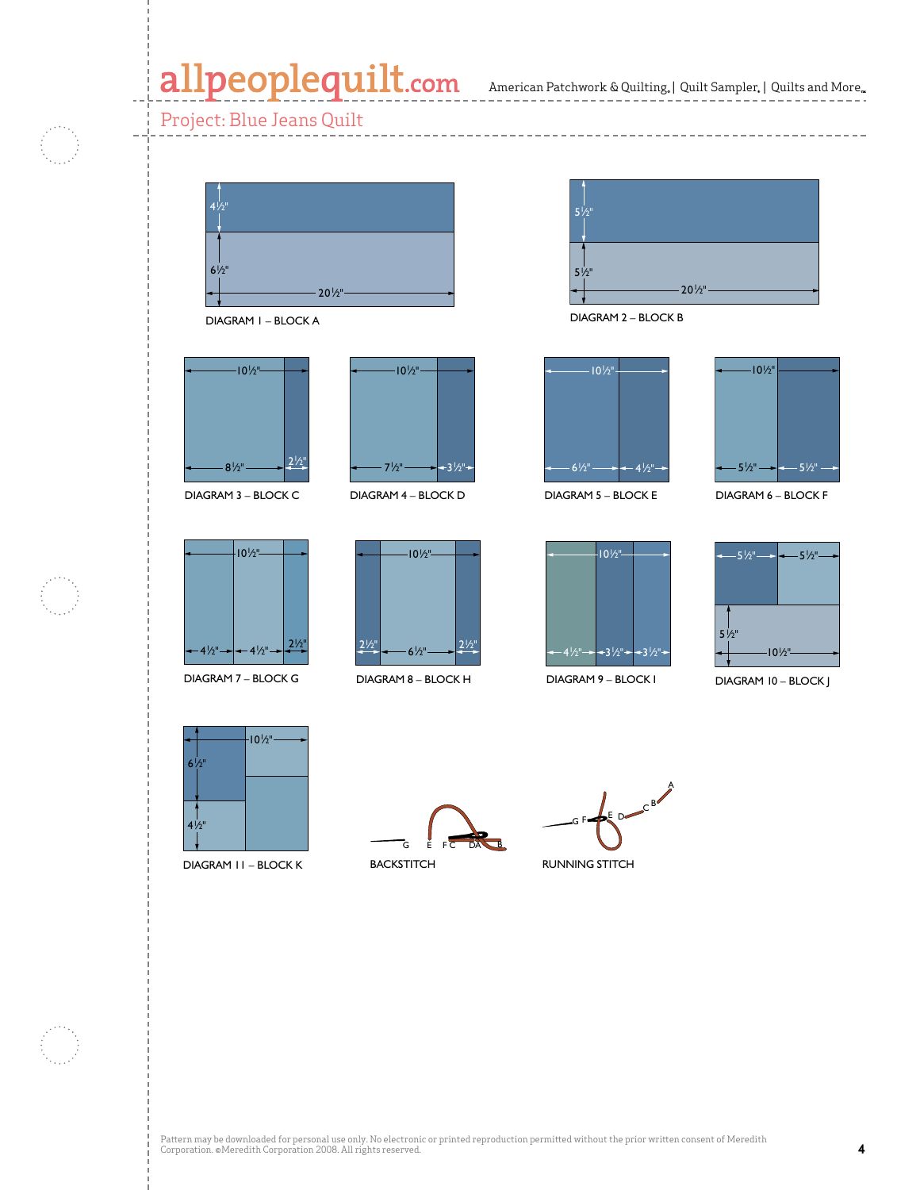Project: Blue Jeans Quilt

4½"
6½"
20½"

DIAGRAM 1 – BLOCK A

5½"
5½"
20½"

DIAGRAM 2 – BLOCK B

10½"
8½"
2½"

DIAGRAM 3 – BLOCK C

10½"
7½"
3½"

DIAGRAM 4 – BLOCK D

10½"
6½"
4½"

DIAGRAM 5 – BLOCK E

10½"
5½"
5½"

DIAGRAM 6 – BLOCK F

10½"
4½"
4½"
2½"

DIAGRAM 7 – BLOCK G

10½"
2½"
6½"
2½"

DIAGRAM 8 – BLOCK H

10½"
4½"
3½"
3½"

DIAGRAM 9 – BLOCK I

5½"
5½"
5½"
10½"

DIAGRAM 10 – BLOCK J

10½"
6½"
4½"

DIAGRAM 11 – BLOCK K

G E F C D A B

BACKSTITCH

A B C D E F G

RUNNING STITCH

Pattern may be downloaded for personal use only. No electronic or printed reproduction permitted without the prior written consent of Meredith Corporation. ©Meredith Corporation 2008. All rights reserved.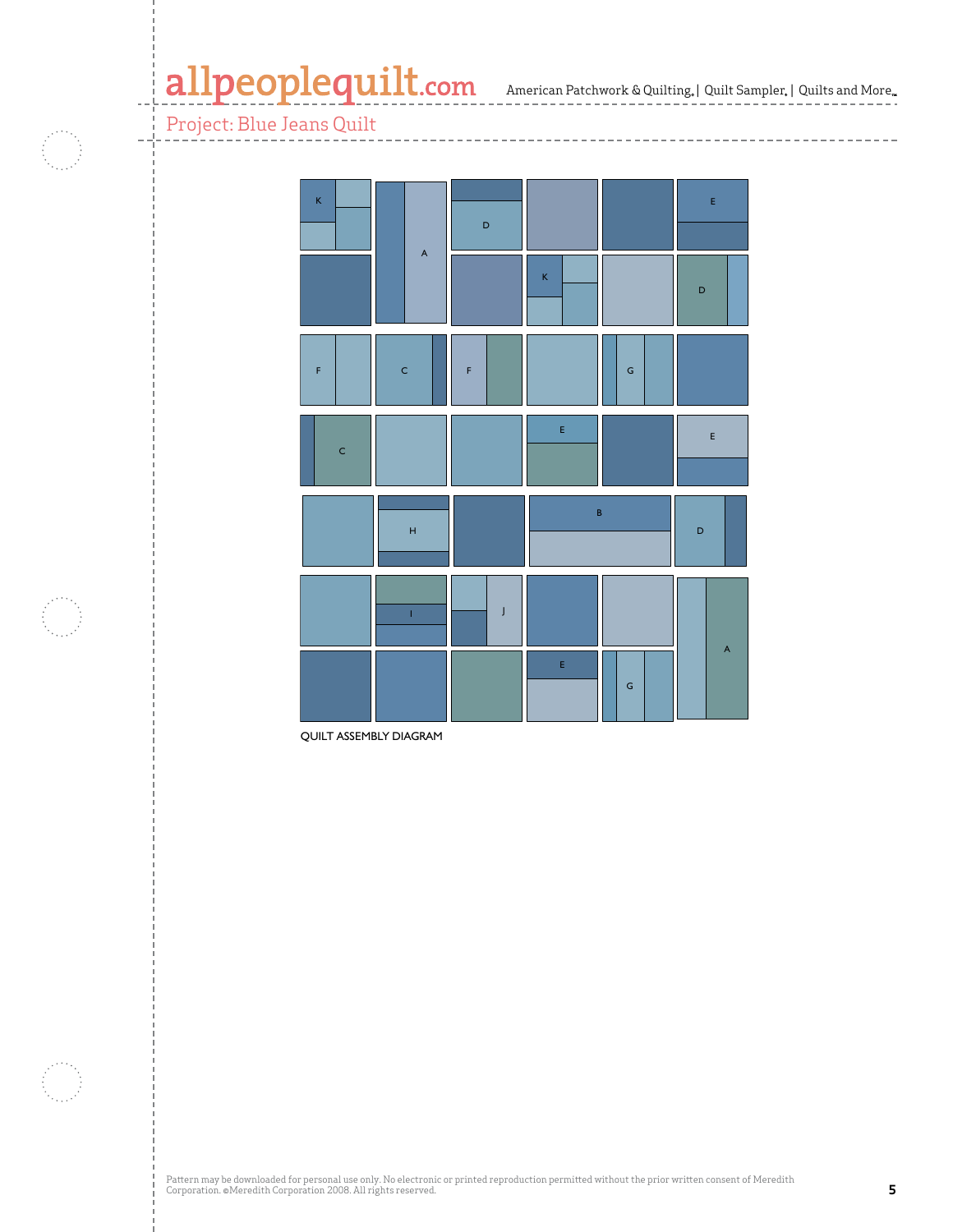Project: Blue Jeans Quilt

K
A
D
E
K
D
F
C
F
G
C
E
E
H
B
D
I
J
A
E
G

QUILT ASSEMBLY DIAGRAM

Pattern may be downloaded for personal use only. No electronic or printed reproduction permitted without the prior written consent of Meredith Corporation. ©Meredith Corporation 2008. All rights reserved.